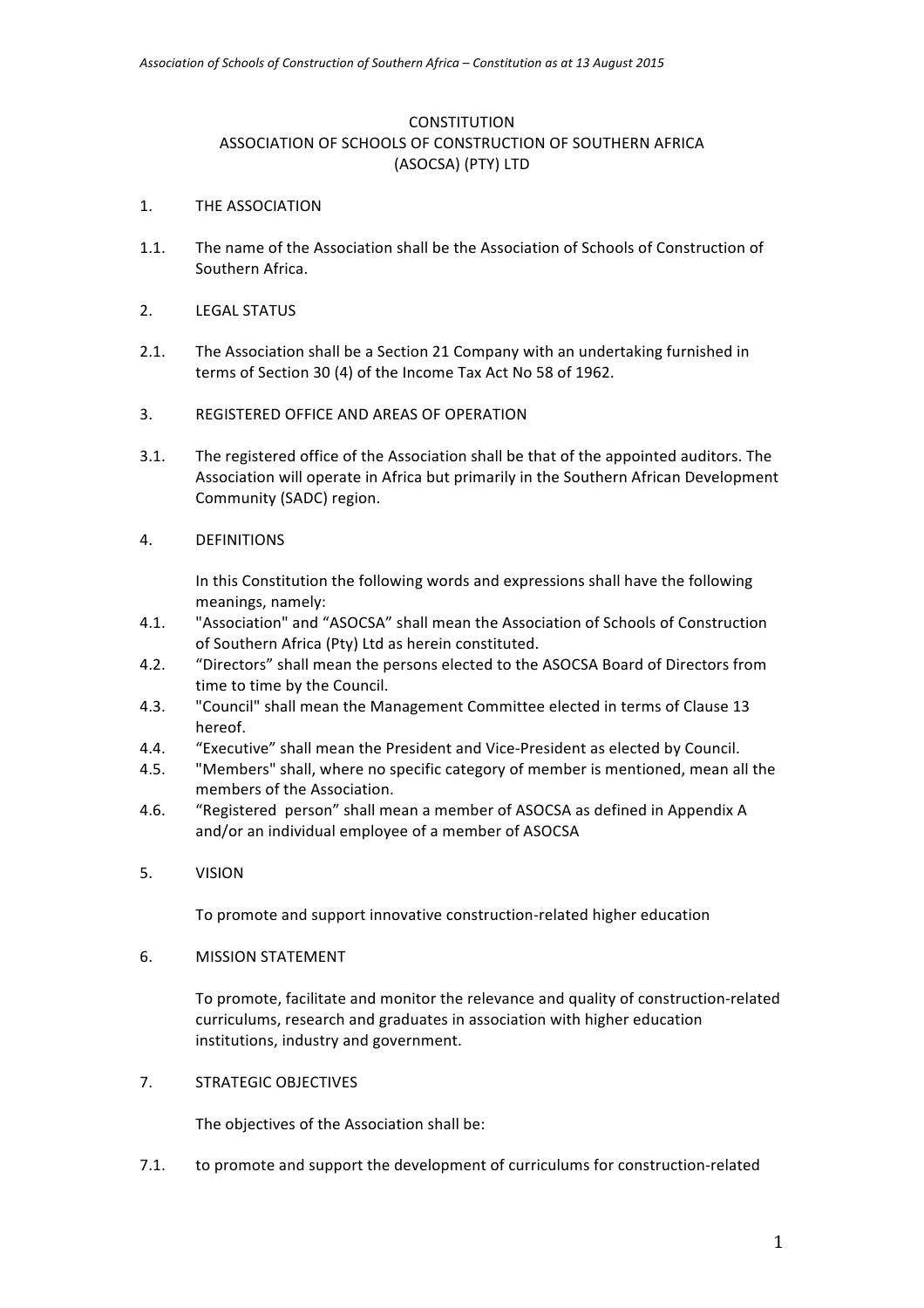# CONSTITUTION
## ASSOCIATION OF SCHOOLS OF CONSTRUCTION OF SOUTHERN AFRICA (ASOCSA) (PTY) LTD

1. THE ASSOCIATION

1.1. The name of the Association shall be the Association of Schools of Construction of Southern Africa.

2. LEGAL STATUS

2.1. The Association shall be a Section 21 Company with an undertaking furnished in terms of Section 30 (4) of the Income Tax Act No 58 of 1962.

3. REGISTERED OFFICE AND AREAS OF OPERATION

3.1. The registered office of the Association shall be that of the appointed auditors. The Association will operate in Africa but primarily in the Southern African Development Community (SADC) region.

4. DEFINITIONS

In this Constitution the following words and expressions shall have the following meanings, namely:

4.1. "Association" and "ASOCSA" shall mean the Association of Schools of Construction of Southern Africa (Pty) Ltd as herein constituted.

4.2. "Directors" shall mean the persons elected to the ASOCSA Board of Directors from time to time by the Council.

4.3. "Council" shall mean the Management Committee elected in terms of Clause 13 hereof.

4.4. "Executive" shall mean the President and Vice-President as elected by Council.

4.5. "Members" shall, where no specific category of member is mentioned, mean all the members of the Association.

4.6. "Registered person" shall mean a member of ASOCSA as defined in Appendix A and/or an individual employee of a member of ASOCSA

5. VISION

To promote and support innovative construction-related higher education

6. MISSION STATEMENT

To promote, facilitate and monitor the relevance and quality of construction-related curriculums, research and graduates in association with higher education institutions, industry and government.

7. STRATEGIC OBJECTIVES

The objectives of the Association shall be:

7.1. to promote and support the development of curriculums for construction-related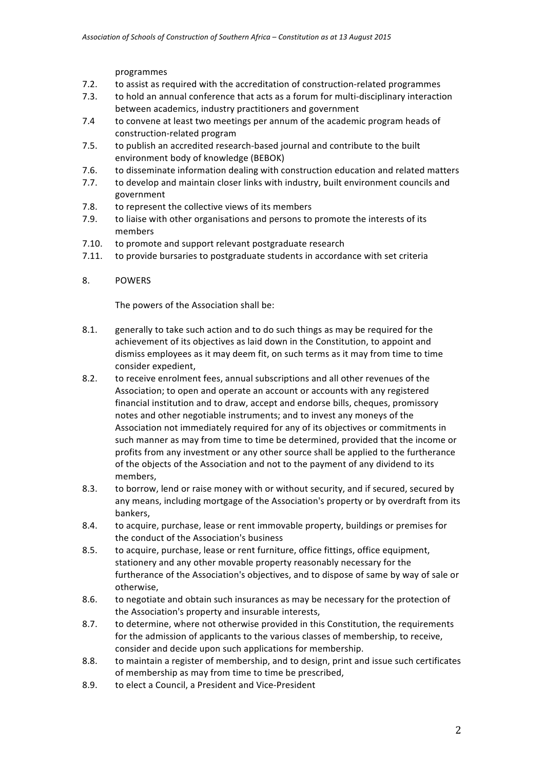programmes

7.2. to assist as required with the accreditation of construction-related programmes

7.3. to hold an annual conference that acts as a forum for multi-disciplinary interaction between academics, industry practitioners and government

7.4 to convene at least two meetings per annum of the academic program heads of construction-related program

7.5. to publish an accredited research-based journal and contribute to the built environment body of knowledge (BEBOK)

7.6. to disseminate information dealing with construction education and related matters

7.7. to develop and maintain closer links with industry, built environment councils and government

7.8. to represent the collective views of its members

7.9. to liaise with other organisations and persons to promote the interests of its members

7.10. to promote and support relevant postgraduate research

7.11. to provide bursaries to postgraduate students in accordance with set criteria

## 8. POWERS

The powers of the Association shall be:

8.1. generally to take such action and to do such things as may be required for the achievement of its objectives as laid down in the Constitution, to appoint and dismiss employees as it may deem fit, on such terms as it may from time to time consider expedient,

8.2. to receive enrolment fees, annual subscriptions and all other revenues of the Association; to open and operate an account or accounts with any registered financial institution and to draw, accept and endorse bills, cheques, promissory notes and other negotiable instruments; and to invest any moneys of the Association not immediately required for any of its objectives or commitments in such manner as may from time to time be determined, provided that the income or profits from any investment or any other source shall be applied to the furtherance of the objects of the Association and not to the payment of any dividend to its members,

8.3. to borrow, lend or raise money with or without security, and if secured, secured by any means, including mortgage of the Association's property or by overdraft from its bankers,

8.4. to acquire, purchase, lease or rent immovable property, buildings or premises for the conduct of the Association's business

8.5. to acquire, purchase, lease or rent furniture, office fittings, office equipment, stationery and any other movable property reasonably necessary for the furtherance of the Association's objectives, and to dispose of same by way of sale or otherwise,

8.6. to negotiate and obtain such insurances as may be necessary for the protection of the Association's property and insurable interests,

8.7. to determine, where not otherwise provided in this Constitution, the requirements for the admission of applicants to the various classes of membership, to receive, consider and decide upon such applications for membership.

8.8. to maintain a register of membership, and to design, print and issue such certificates of membership as may from time to time be prescribed,

8.9. to elect a Council, a President and Vice-President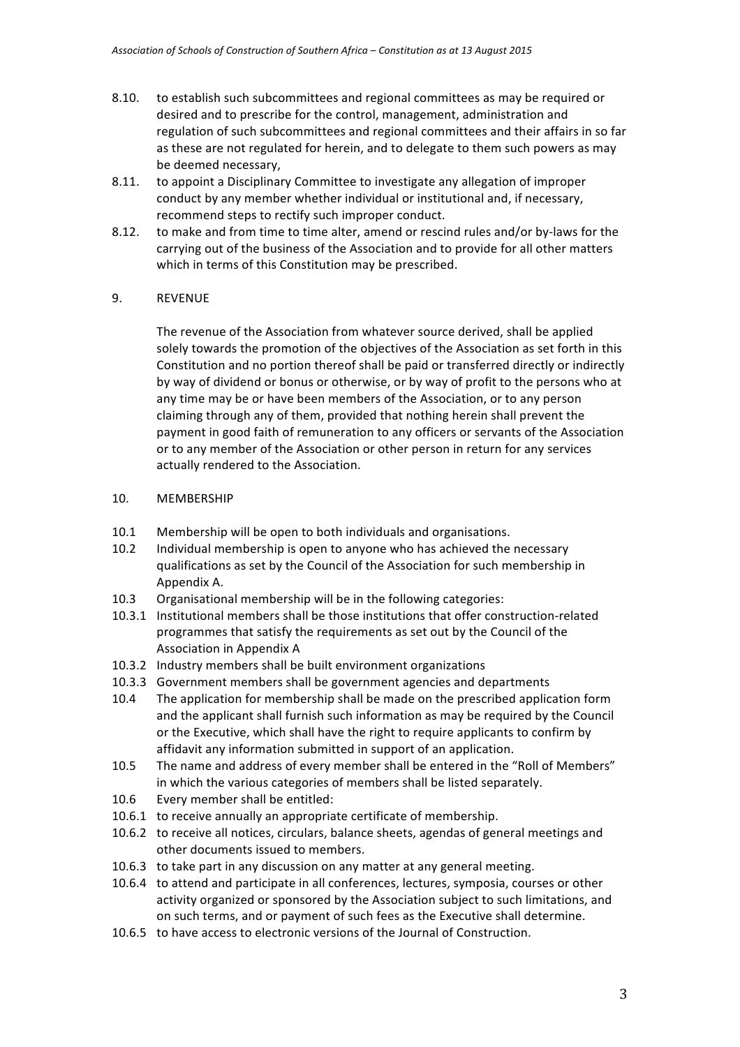8.10. to establish such subcommittees and regional committees as may be required or desired and to prescribe for the control, management, administration and regulation of such subcommittees and regional committees and their affairs in so far as these are not regulated for herein, and to delegate to them such powers as may be deemed necessary,

8.11. to appoint a Disciplinary Committee to investigate any allegation of improper conduct by any member whether individual or institutional and, if necessary, recommend steps to rectify such improper conduct.

8.12. to make and from time to time alter, amend or rescind rules and/or by-laws for the carrying out of the business of the Association and to provide for all other matters which in terms of this Constitution may be prescribed.

## 9. REVENUE

The revenue of the Association from whatever source derived, shall be applied solely towards the promotion of the objectives of the Association as set forth in this Constitution and no portion thereof shall be paid or transferred directly or indirectly by way of dividend or bonus or otherwise, or by way of profit to the persons who at any time may be or have been members of the Association, or to any person claiming through any of them, provided that nothing herein shall prevent the payment in good faith of remuneration to any officers or servants of the Association or to any member of the Association or other person in return for any services actually rendered to the Association.

## 10. MEMBERSHIP

10.1 Membership will be open to both individuals and organisations.

10.2 Individual membership is open to anyone who has achieved the necessary qualifications as set by the Council of the Association for such membership in Appendix A.

10.3 Organisational membership will be in the following categories:

10.3.1 Institutional members shall be those institutions that offer construction-related programmes that satisfy the requirements as set out by the Council of the Association in Appendix A

10.3.2 Industry members shall be built environment organizations

10.3.3 Government members shall be government agencies and departments

10.4 The application for membership shall be made on the prescribed application form and the applicant shall furnish such information as may be required by the Council or the Executive, which shall have the right to require applicants to confirm by affidavit any information submitted in support of an application.

10.5 The name and address of every member shall be entered in the "Roll of Members" in which the various categories of members shall be listed separately.

10.6 Every member shall be entitled:

10.6.1 to receive annually an appropriate certificate of membership.

10.6.2 to receive all notices, circulars, balance sheets, agendas of general meetings and other documents issued to members.

10.6.3 to take part in any discussion on any matter at any general meeting.

10.6.4 to attend and participate in all conferences, lectures, symposia, courses or other activity organized or sponsored by the Association subject to such limitations, and on such terms, and or payment of such fees as the Executive shall determine.

10.6.5 to have access to electronic versions of the Journal of Construction.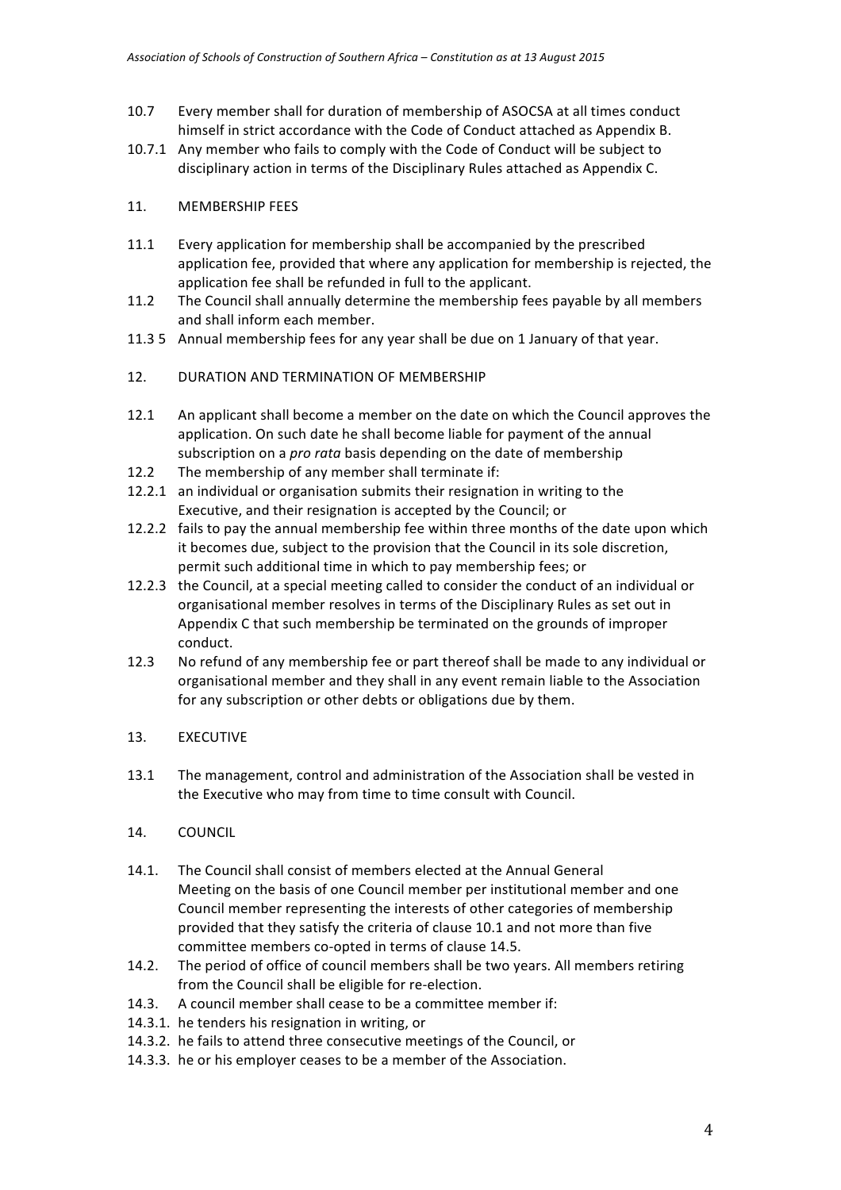10.7 Every member shall for duration of membership of ASOCSA at all times conduct himself in strict accordance with the Code of Conduct attached as Appendix B.

10.7.1 Any member who fails to comply with the Code of Conduct will be subject to disciplinary action in terms of the Disciplinary Rules attached as Appendix C.

11. MEMBERSHIP FEES

11.1 Every application for membership shall be accompanied by the prescribed application fee, provided that where any application for membership is rejected, the application fee shall be refunded in full to the applicant.

11.2 The Council shall annually determine the membership fees payable by all members and shall inform each member.

11.3 5 Annual membership fees for any year shall be due on 1 January of that year.

12. DURATION AND TERMINATION OF MEMBERSHIP

12.1 An applicant shall become a member on the date on which the Council approves the application. On such date he shall become liable for payment of the annual subscription on a *pro rata* basis depending on the date of membership

12.2 The membership of any member shall terminate if:

12.2.1 an individual or organisation submits their resignation in writing to the Executive, and their resignation is accepted by the Council; or

12.2.2 fails to pay the annual membership fee within three months of the date upon which it becomes due, subject to the provision that the Council in its sole discretion, permit such additional time in which to pay membership fees; or

12.2.3 the Council, at a special meeting called to consider the conduct of an individual or organisational member resolves in terms of the Disciplinary Rules as set out in Appendix C that such membership be terminated on the grounds of improper conduct.

12.3 No refund of any membership fee or part thereof shall be made to any individual or organisational member and they shall in any event remain liable to the Association for any subscription or other debts or obligations due by them.

13. EXECUTIVE

13.1 The management, control and administration of the Association shall be vested in the Executive who may from time to time consult with Council.

14. COUNCIL

14.1. The Council shall consist of members elected at the Annual General Meeting on the basis of one Council member per institutional member and one Council member representing the interests of other categories of membership provided that they satisfy the criteria of clause 10.1 and not more than five committee members co-opted in terms of clause 14.5.

14.2. The period of office of council members shall be two years. All members retiring from the Council shall be eligible for re-election.

14.3. A council member shall cease to be a committee member if:

14.3.1. he tenders his resignation in writing, or

14.3.2. he fails to attend three consecutive meetings of the Council, or

14.3.3. he or his employer ceases to be a member of the Association.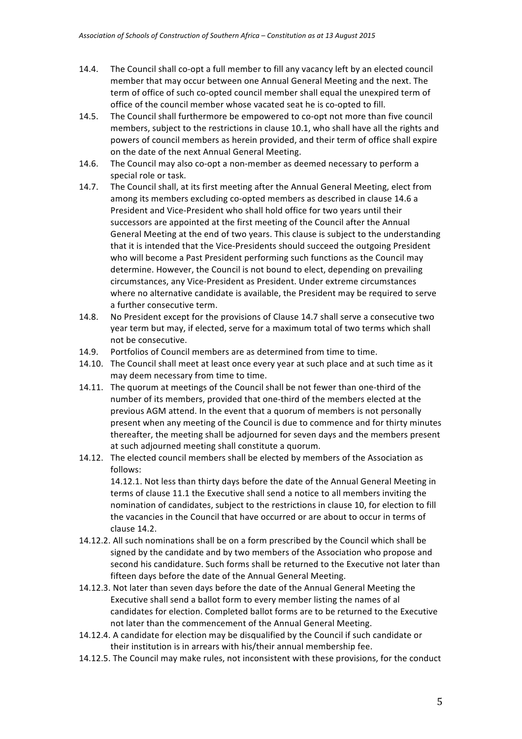14.4. The Council shall co-opt a full member to fill any vacancy left by an elected council member that may occur between one Annual General Meeting and the next. The term of office of such co-opted council member shall equal the unexpired term of office of the council member whose vacated seat he is co-opted to fill.

14.5. The Council shall furthermore be empowered to co-opt not more than five council members, subject to the restrictions in clause 10.1, who shall have all the rights and powers of council members as herein provided, and their term of office shall expire on the date of the next Annual General Meeting.

14.6. The Council may also co-opt a non-member as deemed necessary to perform a special role or task.

14.7. The Council shall, at its first meeting after the Annual General Meeting, elect from among its members excluding co-opted members as described in clause 14.6 a President and Vice-President who shall hold office for two years until their successors are appointed at the first meeting of the Council after the Annual General Meeting at the end of two years. This clause is subject to the understanding that it is intended that the Vice-Presidents should succeed the outgoing President who will become a Past President performing such functions as the Council may determine. However, the Council is not bound to elect, depending on prevailing circumstances, any Vice-President as President. Under extreme circumstances where no alternative candidate is available, the President may be required to serve a further consecutive term.

14.8. No President except for the provisions of Clause 14.7 shall serve a consecutive two year term but may, if elected, serve for a maximum total of two terms which shall not be consecutive.

14.9. Portfolios of Council members are as determined from time to time.

14.10. The Council shall meet at least once every year at such place and at such time as it may deem necessary from time to time.

14.11. The quorum at meetings of the Council shall be not fewer than one-third of the number of its members, provided that one-third of the members elected at the previous AGM attend. In the event that a quorum of members is not personally present when any meeting of the Council is due to commence and for thirty minutes thereafter, the meeting shall be adjourned for seven days and the members present at such adjourned meeting shall constitute a quorum.

14.12. The elected council members shall be elected by members of the Association as follows:

14.12.1. Not less than thirty days before the date of the Annual General Meeting in terms of clause 11.1 the Executive shall send a notice to all members inviting the nomination of candidates, subject to the restrictions in clause 10, for election to fill the vacancies in the Council that have occurred or are about to occur in terms of clause 14.2.

14.12.2. All such nominations shall be on a form prescribed by the Council which shall be signed by the candidate and by two members of the Association who propose and second his candidature. Such forms shall be returned to the Executive not later than fifteen days before the date of the Annual General Meeting.

14.12.3. Not later than seven days before the date of the Annual General Meeting the Executive shall send a ballot form to every member listing the names of al candidates for election. Completed ballot forms are to be returned to the Executive not later than the commencement of the Annual General Meeting.

14.12.4. A candidate for election may be disqualified by the Council if such candidate or their institution is in arrears with his/their annual membership fee.

14.12.5. The Council may make rules, not inconsistent with these provisions, for the conduct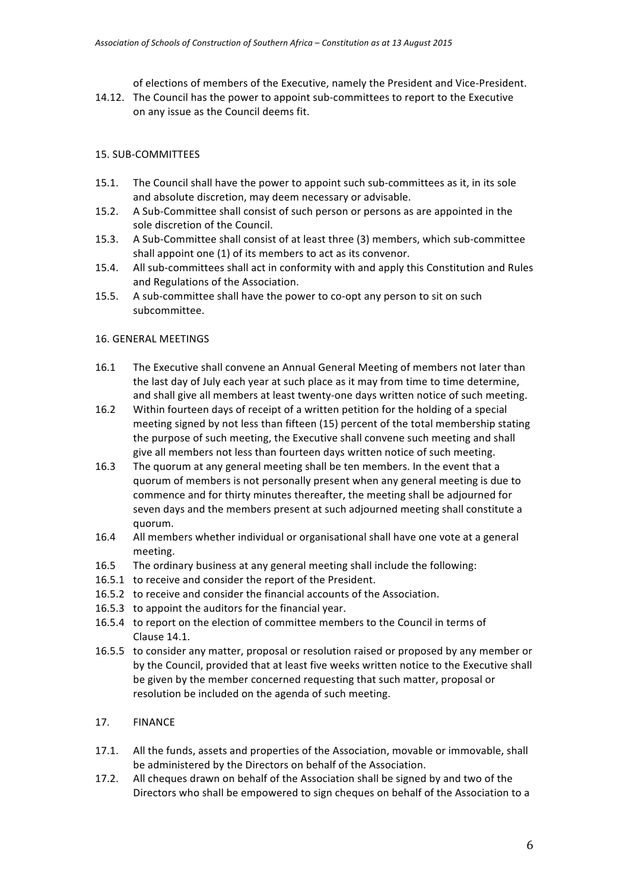of elections of members of the Executive, namely the President and Vice-President.

14.12. The Council has the power to appoint sub-committees to report to the Executive on any issue as the Council deems fit.

## 15. SUB-COMMITTEES

15.1. The Council shall have the power to appoint such sub-committees as it, in its sole and absolute discretion, may deem necessary or advisable.

15.2. A Sub-Committee shall consist of such person or persons as are appointed in the sole discretion of the Council.

15.3. A Sub-Committee shall consist of at least three (3) members, which sub-committee shall appoint one (1) of its members to act as its convenor.

15.4. All sub-committees shall act in conformity with and apply this Constitution and Rules and Regulations of the Association.

15.5. A sub-committee shall have the power to co-opt any person to sit on such subcommittee.

## 16. GENERAL MEETINGS

16.1 The Executive shall convene an Annual General Meeting of members not later than the last day of July each year at such place as it may from time to time determine, and shall give all members at least twenty-one days written notice of such meeting.

16.2 Within fourteen days of receipt of a written petition for the holding of a special meeting signed by not less than fifteen (15) percent of the total membership stating the purpose of such meeting, the Executive shall convene such meeting and shall give all members not less than fourteen days written notice of such meeting.

16.3 The quorum at any general meeting shall be ten members. In the event that a quorum of members is not personally present when any general meeting is due to commence and for thirty minutes thereafter, the meeting shall be adjourned for seven days and the members present at such adjourned meeting shall constitute a quorum.

16.4 All members whether individual or organisational shall have one vote at a general meeting.

16.5 The ordinary business at any general meeting shall include the following:

16.5.1 to receive and consider the report of the President.

16.5.2 to receive and consider the financial accounts of the Association.

16.5.3 to appoint the auditors for the financial year.

16.5.4 to report on the election of committee members to the Council in terms of Clause 14.1.

16.5.5 to consider any matter, proposal or resolution raised or proposed by any member or by the Council, provided that at least five weeks written notice to the Executive shall be given by the member concerned requesting that such matter, proposal or resolution be included on the agenda of such meeting.

## 17. FINANCE

17.1. All the funds, assets and properties of the Association, movable or immovable, shall be administered by the Directors on behalf of the Association.

17.2. All cheques drawn on behalf of the Association shall be signed by and two of the Directors who shall be empowered to sign cheques on behalf of the Association to a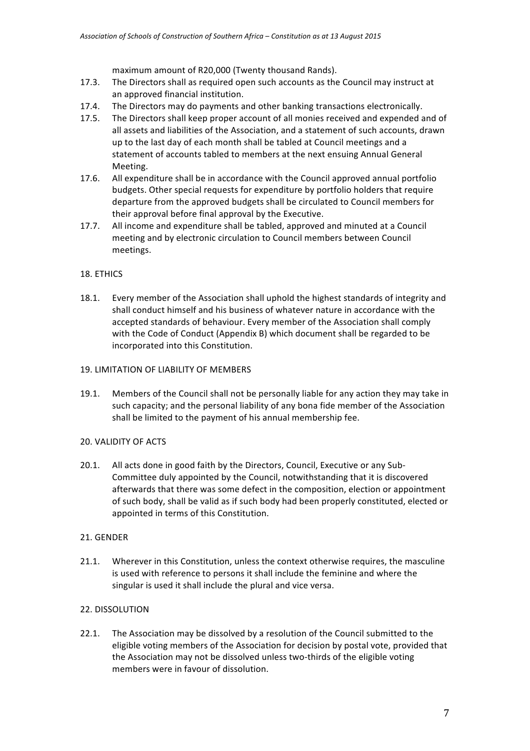maximum amount of R20,000 (Twenty thousand Rands).

17.3. The Directors shall as required open such accounts as the Council may instruct at an approved financial institution.

17.4. The Directors may do payments and other banking transactions electronically.

17.5. The Directors shall keep proper account of all monies received and expended and of all assets and liabilities of the Association, and a statement of such accounts, drawn up to the last day of each month shall be tabled at Council meetings and a statement of accounts tabled to members at the next ensuing Annual General Meeting.

17.6. All expenditure shall be in accordance with the Council approved annual portfolio budgets. Other special requests for expenditure by portfolio holders that require departure from the approved budgets shall be circulated to Council members for their approval before final approval by the Executive.

17.7. All income and expenditure shall be tabled, approved and minuted at a Council meeting and by electronic circulation to Council members between Council meetings.

## 18. ETHICS

18.1. Every member of the Association shall uphold the highest standards of integrity and shall conduct himself and his business of whatever nature in accordance with the accepted standards of behaviour. Every member of the Association shall comply with the Code of Conduct (Appendix B) which document shall be regarded to be incorporated into this Constitution.

## 19. LIMITATION OF LIABILITY OF MEMBERS

19.1. Members of the Council shall not be personally liable for any action they may take in such capacity; and the personal liability of any bona fide member of the Association shall be limited to the payment of his annual membership fee.

## 20. VALIDITY OF ACTS

20.1. All acts done in good faith by the Directors, Council, Executive or any Sub-Committee duly appointed by the Council, notwithstanding that it is discovered afterwards that there was some defect in the composition, election or appointment of such body, shall be valid as if such body had been properly constituted, elected or appointed in terms of this Constitution.

## 21. GENDER

21.1. Wherever in this Constitution, unless the context otherwise requires, the masculine is used with reference to persons it shall include the feminine and where the singular is used it shall include the plural and vice versa.

## 22. DISSOLUTION

22.1. The Association may be dissolved by a resolution of the Council submitted to the eligible voting members of the Association for decision by postal vote, provided that the Association may not be dissolved unless two-thirds of the eligible voting members were in favour of dissolution.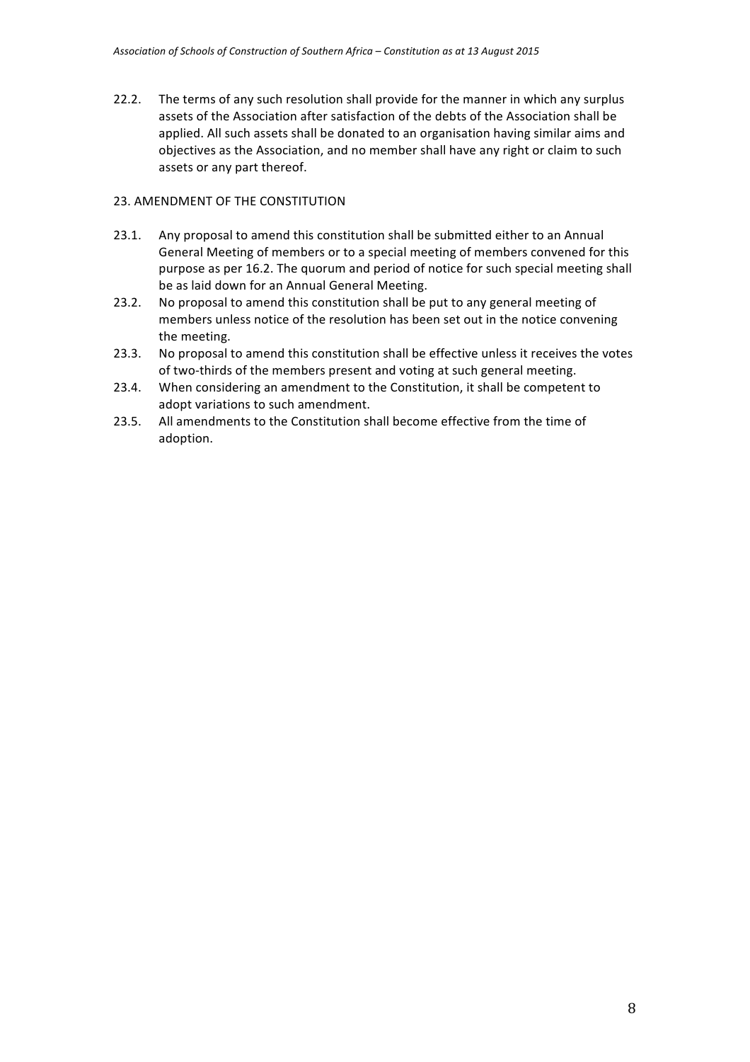22.2. The terms of any such resolution shall provide for the manner in which any surplus assets of the Association after satisfaction of the debts of the Association shall be applied. All such assets shall be donated to an organisation having similar aims and objectives as the Association, and no member shall have any right or claim to such assets or any part thereof.

## 23. AMENDMENT OF THE CONSTITUTION

23.1. Any proposal to amend this constitution shall be submitted either to an Annual General Meeting of members or to a special meeting of members convened for this purpose as per 16.2. The quorum and period of notice for such special meeting shall be as laid down for an Annual General Meeting.

23.2. No proposal to amend this constitution shall be put to any general meeting of members unless notice of the resolution has been set out in the notice convening the meeting.

23.3. No proposal to amend this constitution shall be effective unless it receives the votes of two-thirds of the members present and voting at such general meeting.

23.4. When considering an amendment to the Constitution, it shall be competent to adopt variations to such amendment.

23.5. All amendments to the Constitution shall become effective from the time of adoption.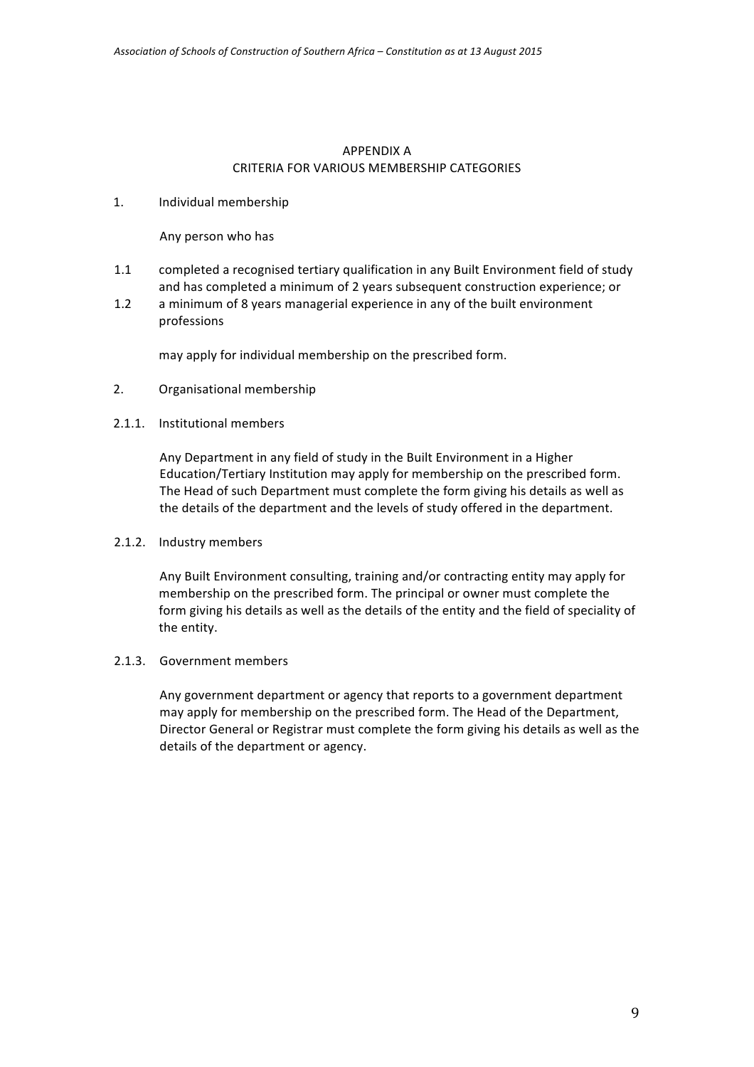# APPENDIX A
## CRITERIA FOR VARIOUS MEMBERSHIP CATEGORIES

1. Individual membership

   Any person who has

1.1 completed a recognised tertiary qualification in any Built Environment field of study and has completed a minimum of 2 years subsequent construction experience; or

1.2 a minimum of 8 years managerial experience in any of the built environment professions

   may apply for individual membership on the prescribed form.

2. Organisational membership

2.1.1. Institutional members

   Any Department in any field of study in the Built Environment in a Higher Education/Tertiary Institution may apply for membership on the prescribed form. The Head of such Department must complete the form giving his details as well as the details of the department and the levels of study offered in the department.

2.1.2. Industry members

   Any Built Environment consulting, training and/or contracting entity may apply for membership on the prescribed form. The principal or owner must complete the form giving his details as well as the details of the entity and the field of speciality of the entity.

2.1.3. Government members

   Any government department or agency that reports to a government department may apply for membership on the prescribed form. The Head of the Department, Director General or Registrar must complete the form giving his details as well as the details of the department or agency.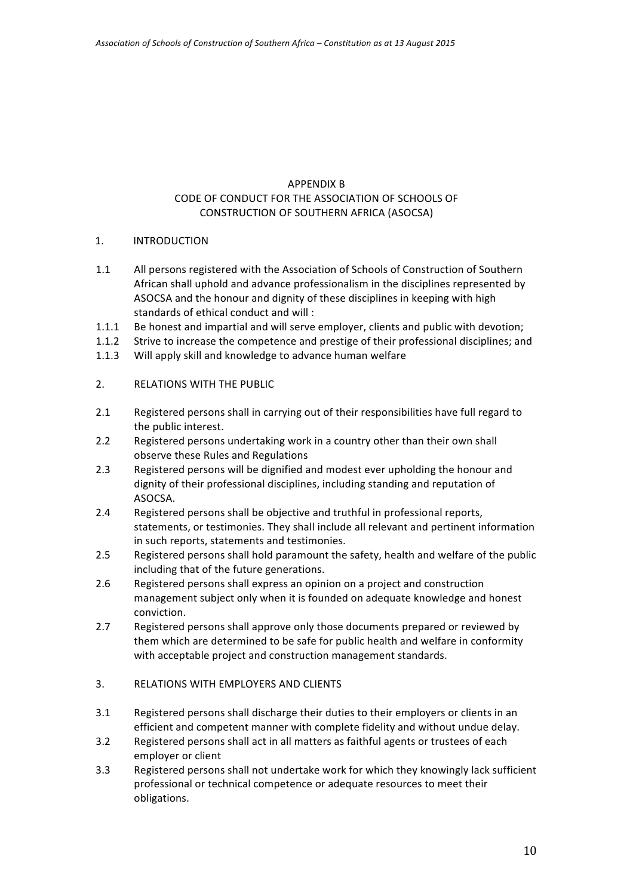# APPENDIX B
# CODE OF CONDUCT FOR THE ASSOCIATION OF SCHOOLS OF CONSTRUCTION OF SOUTHERN AFRICA (ASOCSA)

## 1. INTRODUCTION

1.1 All persons registered with the Association of Schools of Construction of Southern African shall uphold and advance professionalism in the disciplines represented by ASOCSA and the honour and dignity of these disciplines in keeping with high standards of ethical conduct and will :

1.1.1 Be honest and impartial and will serve employer, clients and public with devotion;

1.1.2 Strive to increase the competence and prestige of their professional disciplines; and

1.1.3 Will apply skill and knowledge to advance human welfare

## 2. RELATIONS WITH THE PUBLIC

2.1 Registered persons shall in carrying out of their responsibilities have full regard to the public interest.

2.2 Registered persons undertaking work in a country other than their own shall observe these Rules and Regulations

2.3 Registered persons will be dignified and modest ever upholding the honour and dignity of their professional disciplines, including standing and reputation of ASOCSA.

2.4 Registered persons shall be objective and truthful in professional reports, statements, or testimonies. They shall include all relevant and pertinent information in such reports, statements and testimonies.

2.5 Registered persons shall hold paramount the safety, health and welfare of the public including that of the future generations.

2.6 Registered persons shall express an opinion on a project and construction management subject only when it is founded on adequate knowledge and honest conviction.

2.7 Registered persons shall approve only those documents prepared or reviewed by them which are determined to be safe for public health and welfare in conformity with acceptable project and construction management standards.

## 3. RELATIONS WITH EMPLOYERS AND CLIENTS

3.1 Registered persons shall discharge their duties to their employers or clients in an efficient and competent manner with complete fidelity and without undue delay.

3.2 Registered persons shall act in all matters as faithful agents or trustees of each employer or client

3.3 Registered persons shall not undertake work for which they knowingly lack sufficient professional or technical competence or adequate resources to meet their obligations.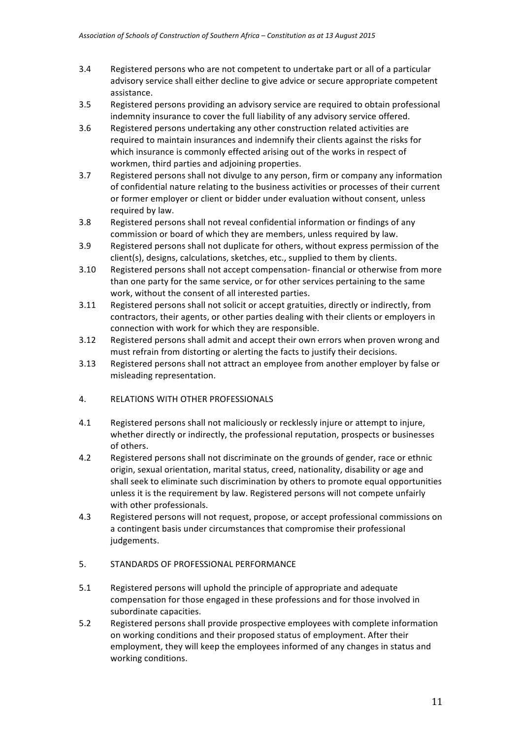3.4 Registered persons who are not competent to undertake part or all of a particular advisory service shall either decline to give advice or secure appropriate competent assistance.

3.5 Registered persons providing an advisory service are required to obtain professional indemnity insurance to cover the full liability of any advisory service offered.

3.6 Registered persons undertaking any other construction related activities are required to maintain insurances and indemnify their clients against the risks for which insurance is commonly effected arising out of the works in respect of workmen, third parties and adjoining properties.

3.7 Registered persons shall not divulge to any person, firm or company any information of confidential nature relating to the business activities or processes of their current or former employer or client or bidder under evaluation without consent, unless required by law.

3.8 Registered persons shall not reveal confidential information or findings of any commission or board of which they are members, unless required by law.

3.9 Registered persons shall not duplicate for others, without express permission of the client(s), designs, calculations, sketches, etc., supplied to them by clients.

3.10 Registered persons shall not accept compensation- financial or otherwise from more than one party for the same service, or for other services pertaining to the same work, without the consent of all interested parties.

3.11 Registered persons shall not solicit or accept gratuities, directly or indirectly, from contractors, their agents, or other parties dealing with their clients or employers in connection with work for which they are responsible.

3.12 Registered persons shall admit and accept their own errors when proven wrong and must refrain from distorting or alerting the facts to justify their decisions.

3.13 Registered persons shall not attract an employee from another employer by false or misleading representation.

## 4. RELATIONS WITH OTHER PROFESSIONALS

4.1 Registered persons shall not maliciously or recklessly injure or attempt to injure, whether directly or indirectly, the professional reputation, prospects or businesses of others.

4.2 Registered persons shall not discriminate on the grounds of gender, race or ethnic origin, sexual orientation, marital status, creed, nationality, disability or age and shall seek to eliminate such discrimination by others to promote equal opportunities unless it is the requirement by law. Registered persons will not compete unfairly with other professionals.

4.3 Registered persons will not request, propose, or accept professional commissions on a contingent basis under circumstances that compromise their professional judgements.

## 5. STANDARDS OF PROFESSIONAL PERFORMANCE

5.1 Registered persons will uphold the principle of appropriate and adequate compensation for those engaged in these professions and for those involved in subordinate capacities.

5.2 Registered persons shall provide prospective employees with complete information on working conditions and their proposed status of employment. After their employment, they will keep the employees informed of any changes in status and working conditions.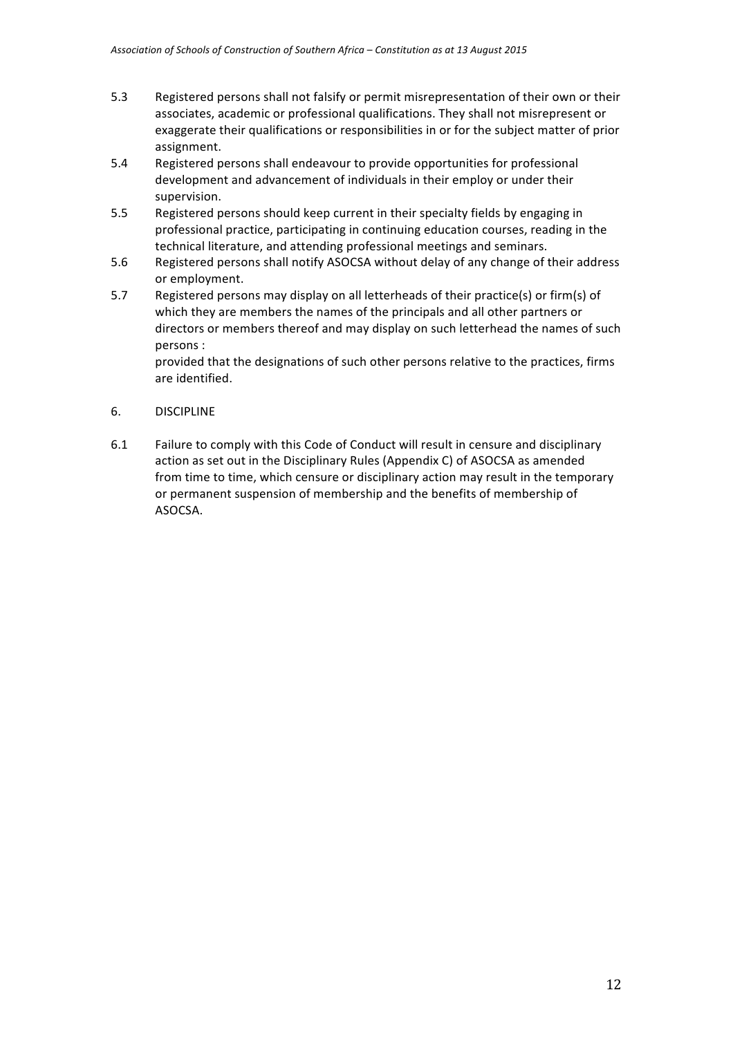5.3 Registered persons shall not falsify or permit misrepresentation of their own or their associates, academic or professional qualifications. They shall not misrepresent or exaggerate their qualifications or responsibilities in or for the subject matter of prior assignment.

5.4 Registered persons shall endeavour to provide opportunities for professional development and advancement of individuals in their employ or under their supervision.

5.5 Registered persons should keep current in their specialty fields by engaging in professional practice, participating in continuing education courses, reading in the technical literature, and attending professional meetings and seminars.

5.6 Registered persons shall notify ASOCSA without delay of any change of their address or employment.

5.7 Registered persons may display on all letterheads of their practice(s) or firm(s) of which they are members the names of the principals and all other partners or directors or members thereof and may display on such letterhead the names of such persons :
provided that the designations of such other persons relative to the practices, firms are identified.

## 6. DISCIPLINE

6.1 Failure to comply with this Code of Conduct will result in censure and disciplinary action as set out in the Disciplinary Rules (Appendix C) of ASOCSA as amended from time to time, which censure or disciplinary action may result in the temporary or permanent suspension of membership and the benefits of membership of ASOCSA.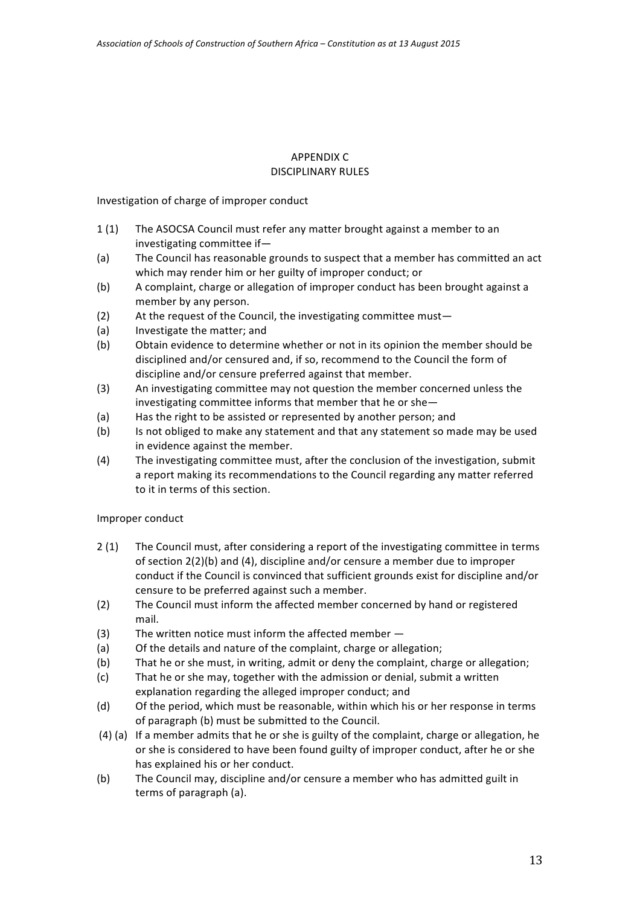# APPENDIX C
## DISCIPLINARY RULES

Investigation of charge of improper conduct

1 (1) The ASOCSA Council must refer any matter brought against a member to an investigating committee if—

(a) The Council has reasonable grounds to suspect that a member has committed an act which may render him or her guilty of improper conduct; or

(b) A complaint, charge or allegation of improper conduct has been brought against a member by any person.

(2) At the request of the Council, the investigating committee must—

(a) Investigate the matter; and

(b) Obtain evidence to determine whether or not in its opinion the member should be disciplined and/or censured and, if so, recommend to the Council the form of discipline and/or censure preferred against that member.

(3) An investigating committee may not question the member concerned unless the investigating committee informs that member that he or she—

(a) Has the right to be assisted or represented by another person; and

(b) Is not obliged to make any statement and that any statement so made may be used in evidence against the member.

(4) The investigating committee must, after the conclusion of the investigation, submit a report making its recommendations to the Council regarding any matter referred to it in terms of this section.

Improper conduct

2 (1) The Council must, after considering a report of the investigating committee in terms of section 2(2)(b) and (4), discipline and/or censure a member due to improper conduct if the Council is convinced that sufficient grounds exist for discipline and/or censure to be preferred against such a member.

(2) The Council must inform the affected member concerned by hand or registered mail.

(3) The written notice must inform the affected member —

(a) Of the details and nature of the complaint, charge or allegation;

(b) That he or she must, in writing, admit or deny the complaint, charge or allegation;

(c) That he or she may, together with the admission or denial, submit a written explanation regarding the alleged improper conduct; and

(d) Of the period, which must be reasonable, within which his or her response in terms of paragraph (b) must be submitted to the Council.

(4) (a) If a member admits that he or she is guilty of the complaint, charge or allegation, he or she is considered to have been found guilty of improper conduct, after he or she has explained his or her conduct.

(b) The Council may, discipline and/or censure a member who has admitted guilt in terms of paragraph (a).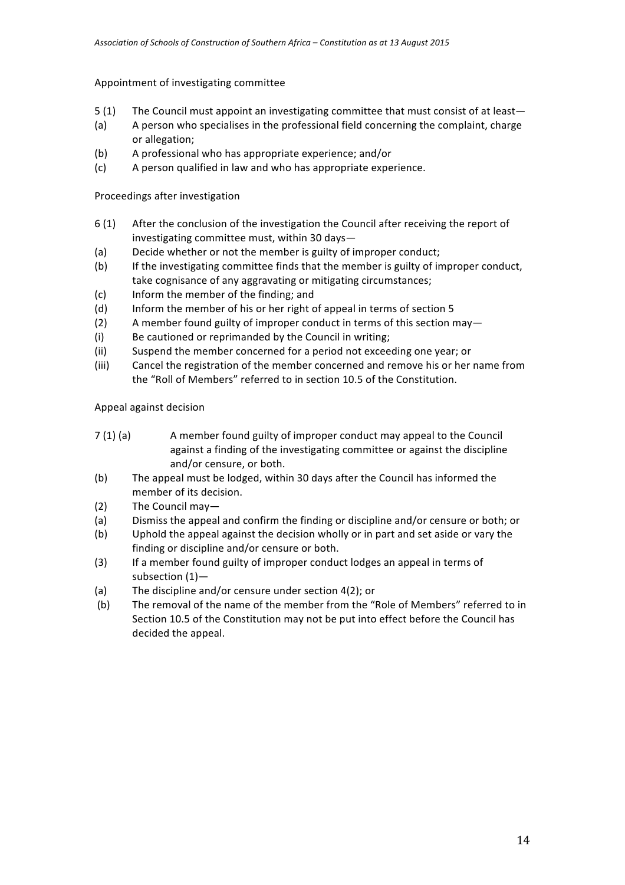Appointment of investigating committee

5 (1) The Council must appoint an investigating committee that must consist of at least—

(a) A person who specialises in the professional field concerning the complaint, charge or allegation;

(b) A professional who has appropriate experience; and/or

(c) A person qualified in law and who has appropriate experience.

Proceedings after investigation

6 (1) After the conclusion of the investigation the Council after receiving the report of investigating committee must, within 30 days—

(a) Decide whether or not the member is guilty of improper conduct;

(b) If the investigating committee finds that the member is guilty of improper conduct, take cognisance of any aggravating or mitigating circumstances;

(c) Inform the member of the finding; and

(d) Inform the member of his or her right of appeal in terms of section 5

(2) A member found guilty of improper conduct in terms of this section may—

(i) Be cautioned or reprimanded by the Council in writing;

(ii) Suspend the member concerned for a period not exceeding one year; or

(iii) Cancel the registration of the member concerned and remove his or her name from the "Roll of Members" referred to in section 10.5 of the Constitution.

Appeal against decision

7 (1) (a) A member found guilty of improper conduct may appeal to the Council against a finding of the investigating committee or against the discipline and/or censure, or both.

(b) The appeal must be lodged, within 30 days after the Council has informed the member of its decision.

(2) The Council may—

(a) Dismiss the appeal and confirm the finding or discipline and/or censure or both; or

(b) Uphold the appeal against the decision wholly or in part and set aside or vary the finding or discipline and/or censure or both.

(3) If a member found guilty of improper conduct lodges an appeal in terms of subsection (1)—

(a) The discipline and/or censure under section 4(2); or

(b) The removal of the name of the member from the "Role of Members" referred to in Section 10.5 of the Constitution may not be put into effect before the Council has decided the appeal.